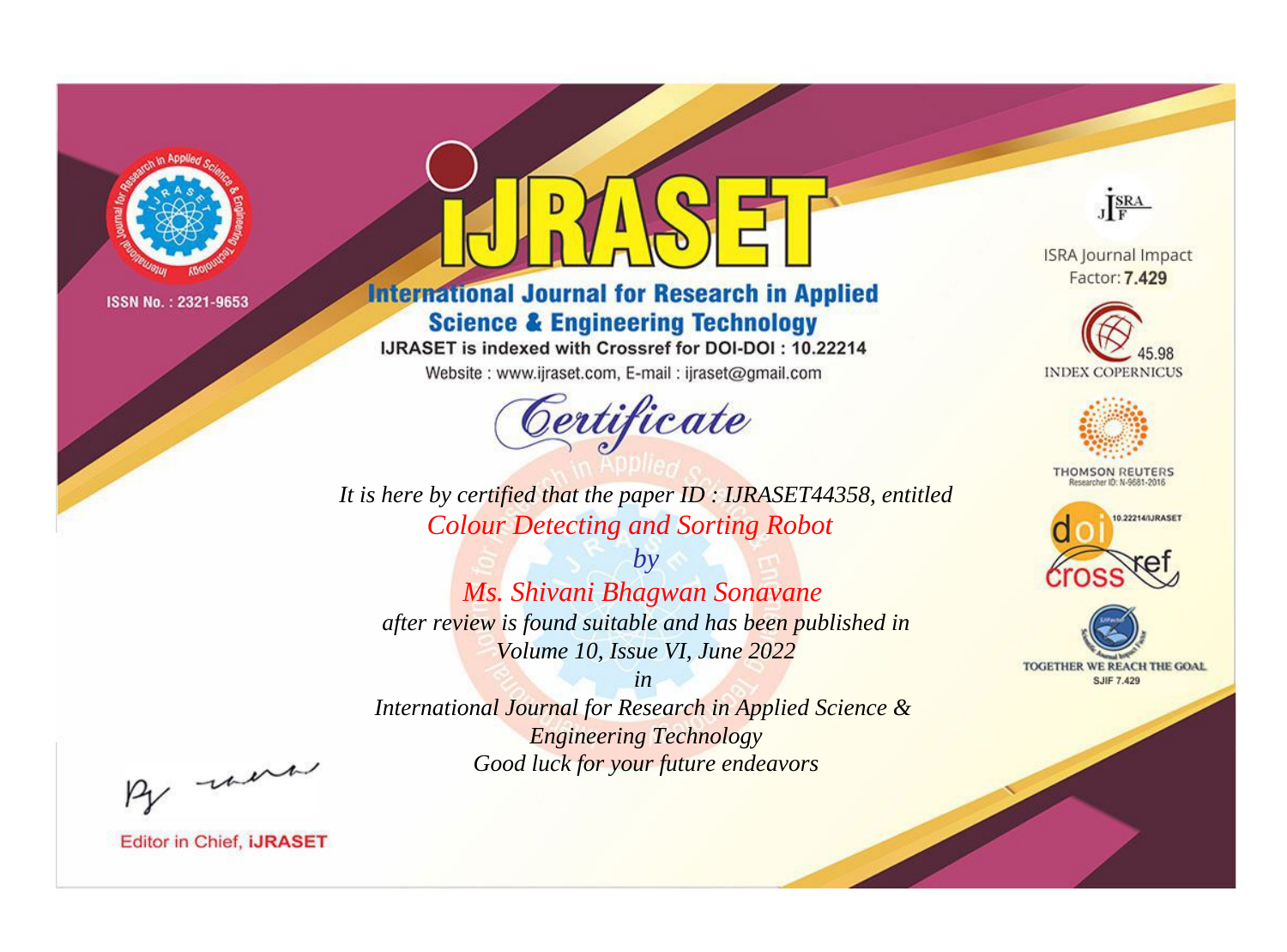ISSN No. : 2321-9653

# iJRASET

## International Journal for Research in Applied Science & Engineering Technology

IJRASET is indexed with Crossref for DOI-DOI : 10.22214

Website : www.ijraset.com, E-mail : ijraset@gmail.com

ISRA Journal Impact Factor: **7.429**

45.98 INDEX COPERNICUS

THOMSON REUTERS Researcher ID: N-9681-2016

10.22214/IJRASET

TOGETHER WE REACH THE GOAL SJIF 7.429

*Certificate*

*It is here by certified that the paper ID : IJRASET44358, entitled*

*Colour Detecting and Sorting Robot*

*by*

*Ms. Shivani Bhagwan Sonavane*

*after review is found suitable and has been published in*

*Volume 10, Issue VI, June 2022*

*in*

*International Journal for Research in Applied Science & Engineering Technology*

*Good luck for your future endeavors*

Editor in Chief, **iJRASET**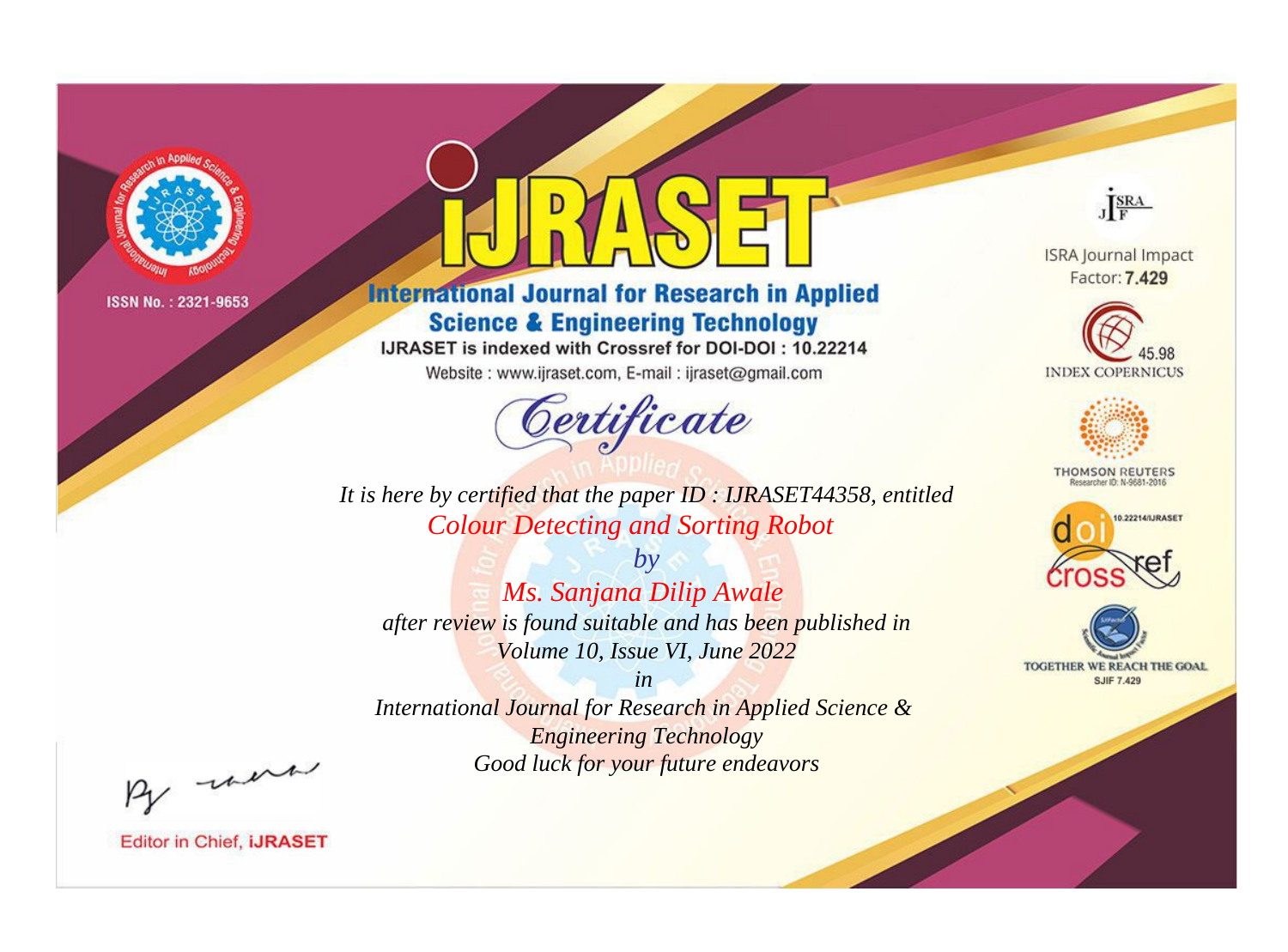ISSN No. : 2321-9653

# iJRASET

## International Journal for Research in Applied Science & Engineering Technology

IJRASET is indexed with Crossref for DOI-DOI : 10.22214

Website : www.ijraset.com, E-mail : ijraset@gmail.com

*Certificate*

*It is here by certified that the paper ID : IJRASET44358, entitled*

*Colour Detecting and Sorting Robot*

*by*

*Ms. Sanjana Dilip Awale*

*after review is found suitable and has been published in*

*Volume 10, Issue VI, June 2022*

*in*

*International Journal for Research in Applied Science & Engineering Technology*

*Good luck for your future endeavors*

ISRA Journal Impact Factor: **7.429**

45.98 INDEX COPERNICUS

THOMSON REUTERS Researcher ID: N-9681-2016

10.22214/IJRASET

TOGETHER WE REACH THE GOAL SJIF 7.429

Editor in Chief, **iJRASET**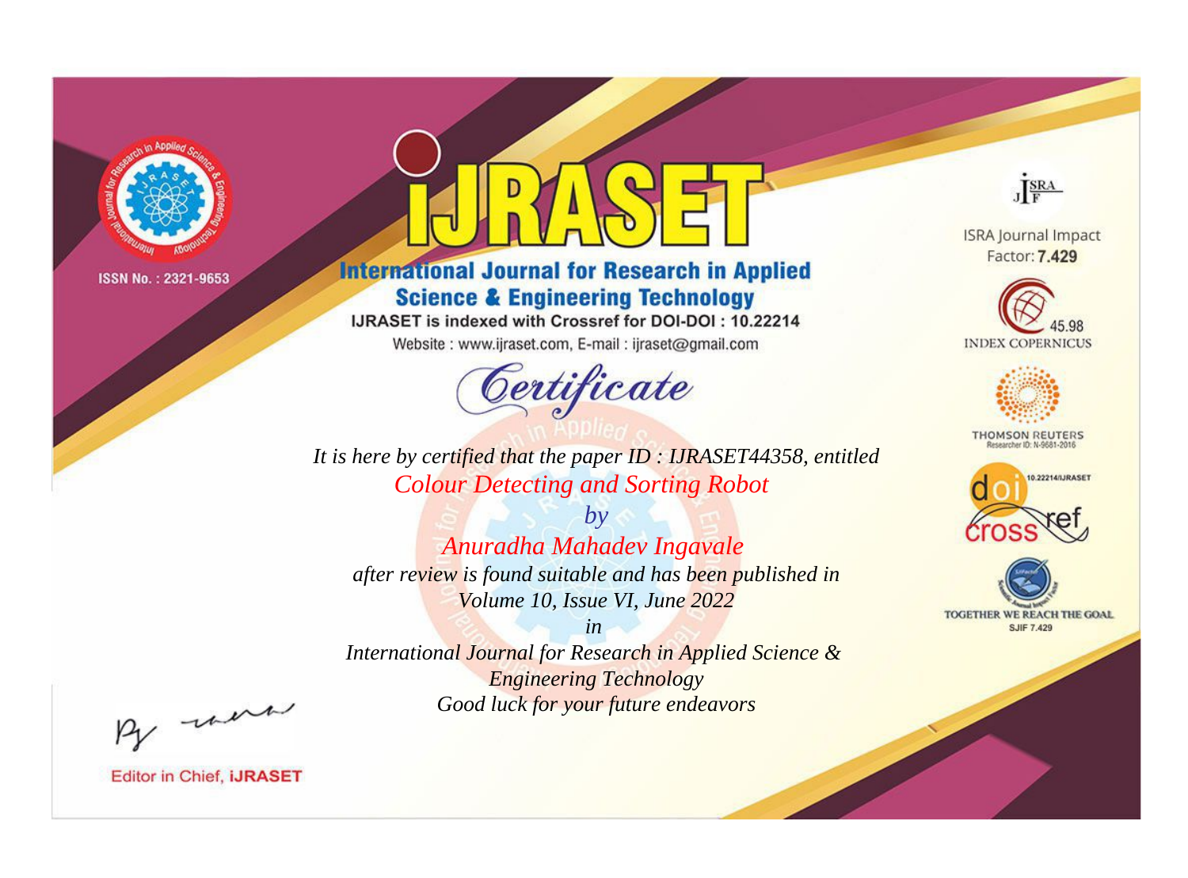ISSN No. : 2321-9653

# iJRASET

## International Journal for Research in Applied Science & Engineering Technology

IJRASET is indexed with Crossref for DOI-DOI : 10.22214

Website : www.ijraset.com, E-mail : ijraset@gmail.com

# Certificate

*It is here by certified that the paper ID : IJRASET44358, entitled*

*Colour Detecting and Sorting Robot*

*by*

*Anuradha Mahadev Ingavale*

*after review is found suitable and has been published in*

*Volume 10, Issue VI, June 2022*

*in*

*International Journal for Research in Applied Science & Engineering Technology*

*Good luck for your future endeavors*

ISRA Journal Impact Factor: **7.429**

45.98 INDEX COPERNICUS

THOMSON REUTERS Researcher ID: N-9681-2016

10.22214/IJRASET

TOGETHER WE REACH THE GOAL SJIF 7.429

Editor in Chief, **iJRASET**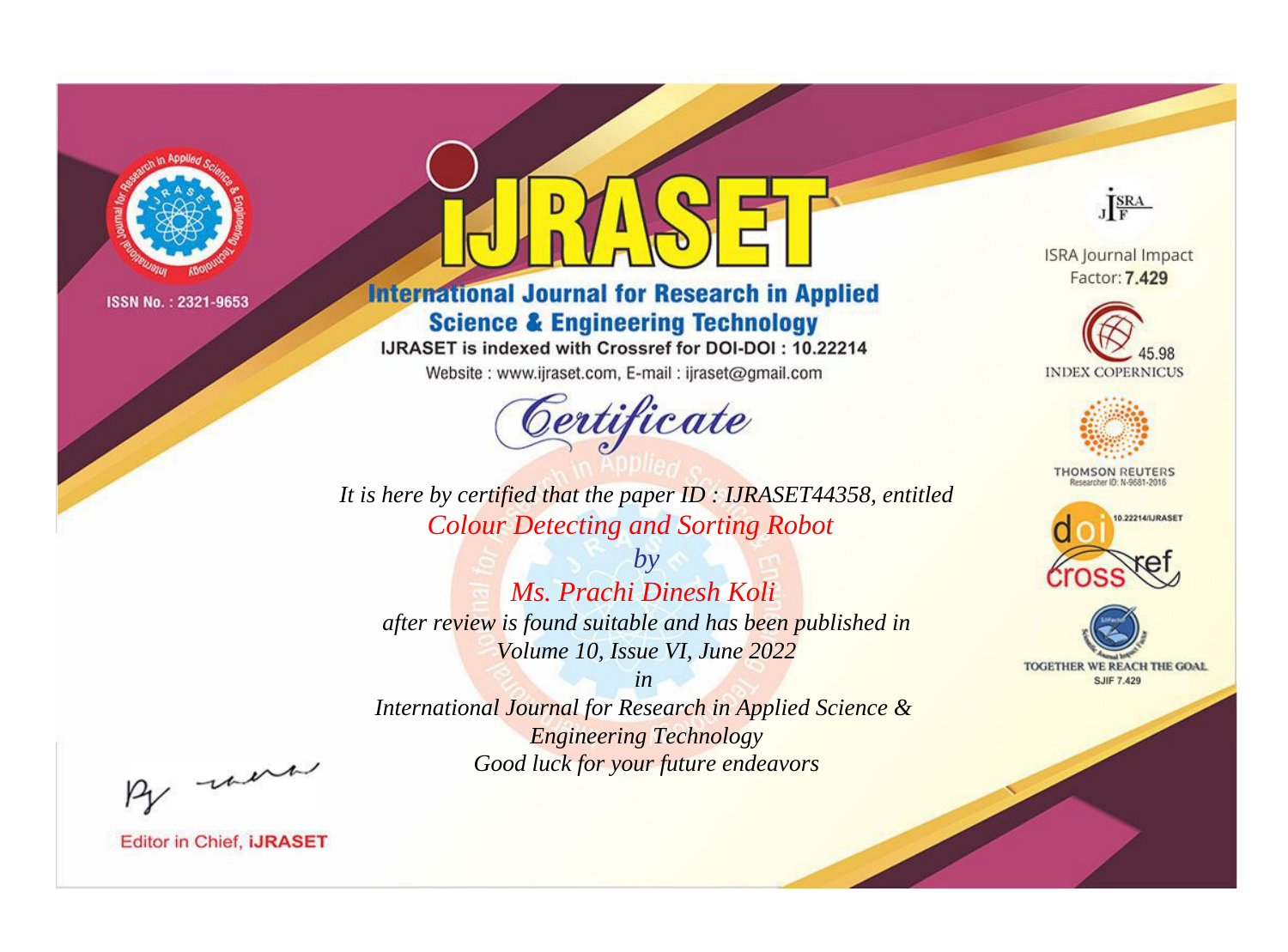ISSN No. : 2321-9653

# iJRASET

## International Journal for Research in Applied Science & Engineering Technology

IJRASET is indexed with Crossref for DOI-DOI : 10.22214

Website : www.ijraset.com, E-mail : ijraset@gmail.com

*Certificate*

*It is here by certified that the paper ID : IJRASET44358, entitled*

*Colour Detecting and Sorting Robot*

*by*

*Ms. Prachi Dinesh Koli*

*after review is found suitable and has been published in*

*Volume 10, Issue VI, June 2022*

*in*

*International Journal for Research in Applied Science & Engineering Technology*

*Good luck for your future endeavors*

ISRA Journal Impact Factor: **7.429**

45.98 INDEX COPERNICUS

THOMSON REUTERS Researcher ID: N-9681-2016

10.22214/IJRASET

TOGETHER WE REACH THE GOAL SJIF 7.429

Editor in Chief, **iJRASET**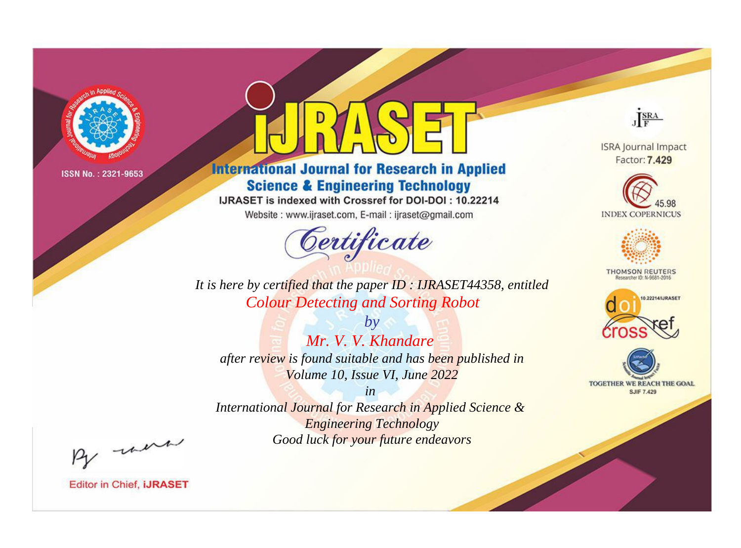ISSN No. : 2321-9653

# IJRASET

## International Journal for Research in Applied Science & Engineering Technology

IJRASET is indexed with Crossref for DOI-DOI : 10.22214

Website : www.ijraset.com, E-mail : ijraset@gmail.com

# Certificate

*It is here by certified that the paper ID : IJRASET44358, entitled*

*Colour Detecting and Sorting Robot*

*by*

*Mr. V. V. Khandare*

*after review is found suitable and has been published in*

*Volume 10, Issue VI, June 2022*

*in*

*International Journal for Research in Applied Science & Engineering Technology*

*Good luck for your future endeavors*

ISRA Journal Impact Factor: **7.429**

45.98 INDEX COPERNICUS

THOMSON REUTERS Researcher ID: N-9681-2016

10.22214/IJRASET

TOGETHER WE REACH THE GOAL SJIF 7.429

Editor in Chief, **iJRASET**